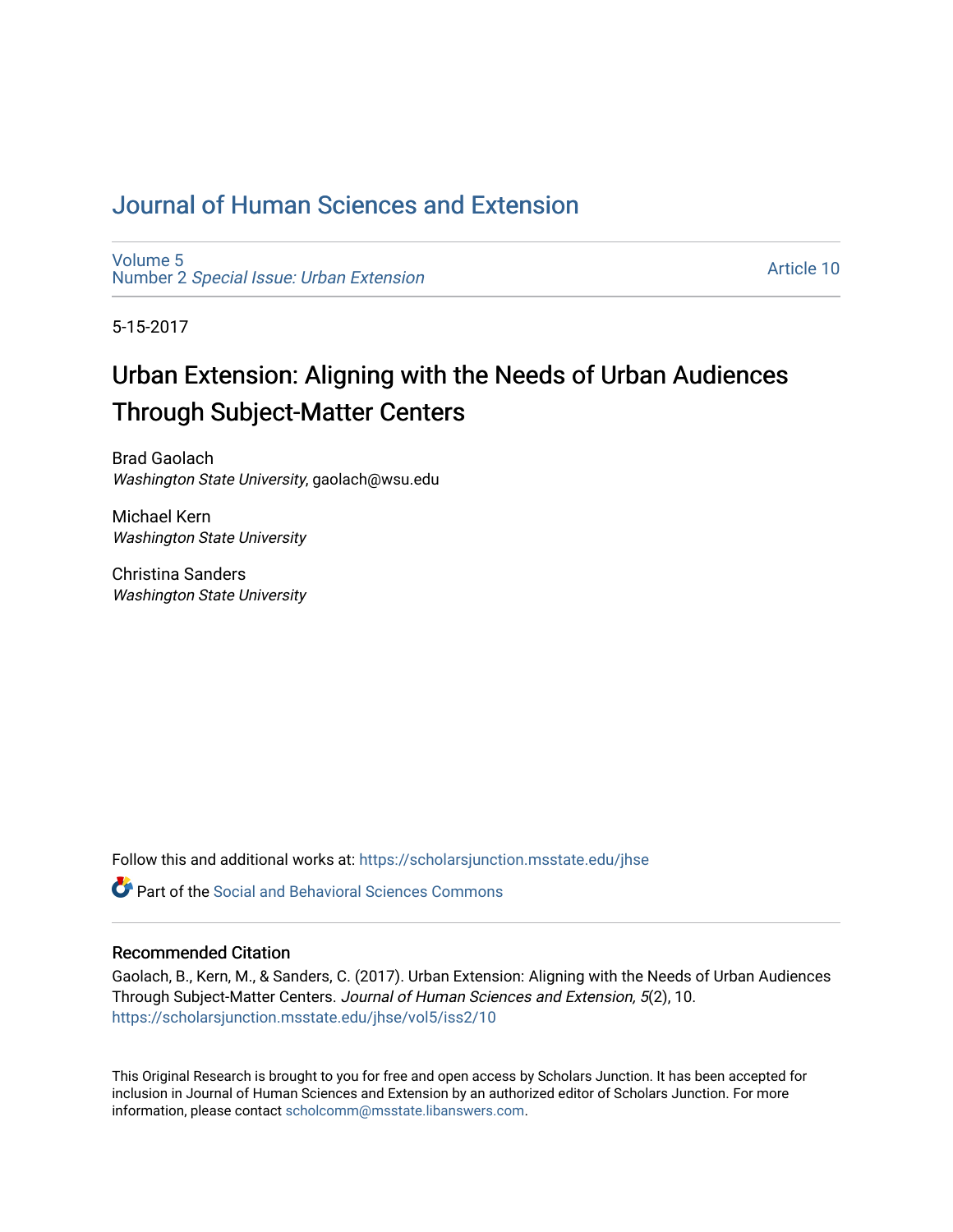# Journal of Human Sciences and Extension

Volume 5
Number 2 *Special Issue: Urban Extension*

Article 10

5-15-2017

## Urban Extension: Aligning with the Needs of Urban Audiences Through Subject-Matter Centers

Brad Gaolach
*Washington State University*, gaolach@wsu.edu

Michael Kern
*Washington State University*

Christina Sanders
*Washington State University*

Follow this and additional works at: https://scholarsjunction.msstate.edu/jhse

Part of the Social and Behavioral Sciences Commons

### Recommended Citation

Gaolach, B., Kern, M., & Sanders, C. (2017). Urban Extension: Aligning with the Needs of Urban Audiences Through Subject-Matter Centers. *Journal of Human Sciences and Extension, 5*(2), 10. https://scholarsjunction.msstate.edu/jhse/vol5/iss2/10

This Original Research is brought to you for free and open access by Scholars Junction. It has been accepted for inclusion in Journal of Human Sciences and Extension by an authorized editor of Scholars Junction. For more information, please contact scholcomm@msstate.libanswers.com.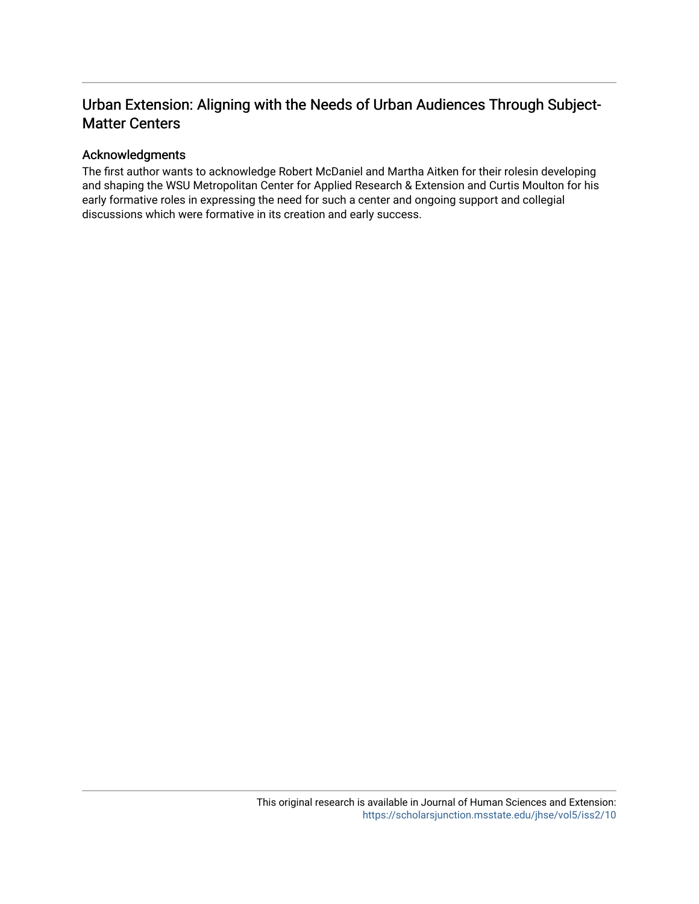# Urban Extension: Aligning with the Needs of Urban Audiences Through Subject-Matter Centers

## Acknowledgments

The first author wants to acknowledge Robert McDaniel and Martha Aitken for their rolesin developing and shaping the WSU Metropolitan Center for Applied Research & Extension and Curtis Moulton for his early formative roles in expressing the need for such a center and ongoing support and collegial discussions which were formative in its creation and early success.

This original research is available in Journal of Human Sciences and Extension: https://scholarsjunction.msstate.edu/jhse/vol5/iss2/10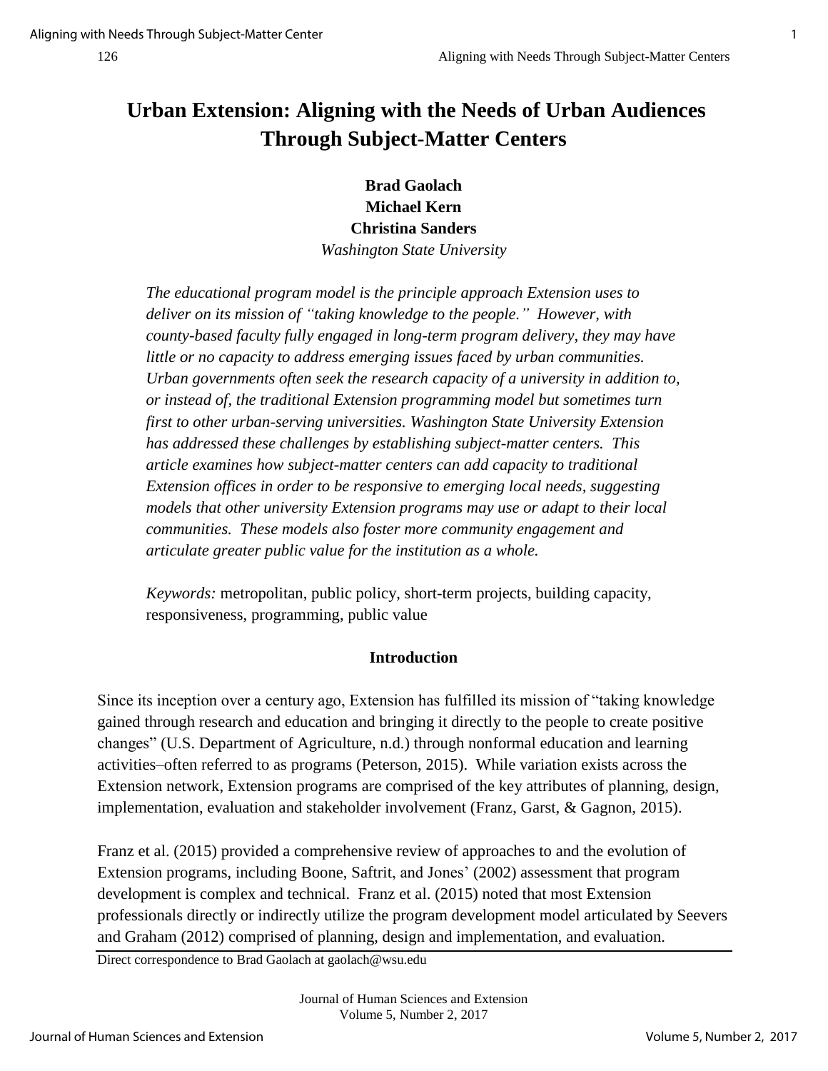# Urban Extension: Aligning with the Needs of Urban Audiences Through Subject-Matter Centers

**Brad Gaolach**
**Michael Kern**
**Christina Sanders**
*Washington State University*

*The educational program model is the principle approach Extension uses to deliver on its mission of "taking knowledge to the people." However, with county-based faculty fully engaged in long-term program delivery, they may have little or no capacity to address emerging issues faced by urban communities. Urban governments often seek the research capacity of a university in addition to, or instead of, the traditional Extension programming model but sometimes turn first to other urban-serving universities. Washington State University Extension has addressed these challenges by establishing subject-matter centers. This article examines how subject-matter centers can add capacity to traditional Extension offices in order to be responsive to emerging local needs, suggesting models that other university Extension programs may use or adapt to their local communities. These models also foster more community engagement and articulate greater public value for the institution as a whole.*

*Keywords:* metropolitan, public policy, short-term projects, building capacity, responsiveness, programming, public value

## Introduction

Since its inception over a century ago, Extension has fulfilled its mission of "taking knowledge gained through research and education and bringing it directly to the people to create positive changes" (U.S. Department of Agriculture, n.d.) through nonformal education and learning activities–often referred to as programs (Peterson, 2015). While variation exists across the Extension network, Extension programs are comprised of the key attributes of planning, design, implementation, evaluation and stakeholder involvement (Franz, Garst, & Gagnon, 2015).

Franz et al. (2015) provided a comprehensive review of approaches to and the evolution of Extension programs, including Boone, Saftrit, and Jones' (2002) assessment that program development is complex and technical. Franz et al. (2015) noted that most Extension professionals directly or indirectly utilize the program development model articulated by Seevers and Graham (2012) comprised of planning, design and implementation, and evaluation.

Direct correspondence to Brad Gaolach at gaolach@wsu.edu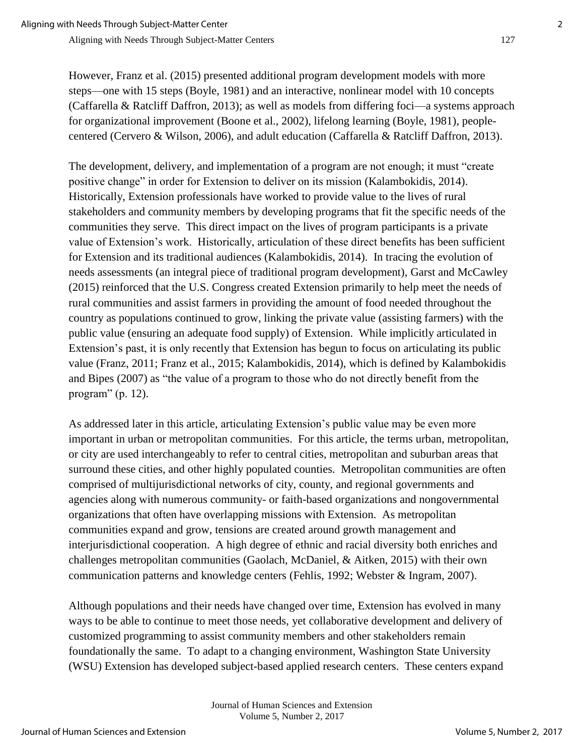However, Franz et al. (2015) presented additional program development models with more steps—one with 15 steps (Boyle, 1981) and an interactive, nonlinear model with 10 concepts (Caffarella & Ratcliff Daffron, 2013); as well as models from differing foci—a systems approach for organizational improvement (Boone et al., 2002), lifelong learning (Boyle, 1981), people-centered (Cervero & Wilson, 2006), and adult education (Caffarella & Ratcliff Daffron, 2013).

The development, delivery, and implementation of a program are not enough; it must "create positive change" in order for Extension to deliver on its mission (Kalambokidis, 2014). Historically, Extension professionals have worked to provide value to the lives of rural stakeholders and community members by developing programs that fit the specific needs of the communities they serve. This direct impact on the lives of program participants is a private value of Extension's work. Historically, articulation of these direct benefits has been sufficient for Extension and its traditional audiences (Kalambokidis, 2014). In tracing the evolution of needs assessments (an integral piece of traditional program development), Garst and McCawley (2015) reinforced that the U.S. Congress created Extension primarily to help meet the needs of rural communities and assist farmers in providing the amount of food needed throughout the country as populations continued to grow, linking the private value (assisting farmers) with the public value (ensuring an adequate food supply) of Extension. While implicitly articulated in Extension's past, it is only recently that Extension has begun to focus on articulating its public value (Franz, 2011; Franz et al., 2015; Kalambokidis, 2014), which is defined by Kalambokidis and Bipes (2007) as "the value of a program to those who do not directly benefit from the program" (p. 12).

As addressed later in this article, articulating Extension's public value may be even more important in urban or metropolitan communities. For this article, the terms urban, metropolitan, or city are used interchangeably to refer to central cities, metropolitan and suburban areas that surround these cities, and other highly populated counties. Metropolitan communities are often comprised of multijurisdictional networks of city, county, and regional governments and agencies along with numerous community- or faith-based organizations and nongovernmental organizations that often have overlapping missions with Extension. As metropolitan communities expand and grow, tensions are created around growth management and interjurisdictional cooperation. A high degree of ethnic and racial diversity both enriches and challenges metropolitan communities (Gaolach, McDaniel, & Aitken, 2015) with their own communication patterns and knowledge centers (Fehlis, 1992; Webster & Ingram, 2007).

Although populations and their needs have changed over time, Extension has evolved in many ways to be able to continue to meet those needs, yet collaborative development and delivery of customized programming to assist community members and other stakeholders remain foundationally the same. To adapt to a changing environment, Washington State University (WSU) Extension has developed subject-based applied research centers. These centers expand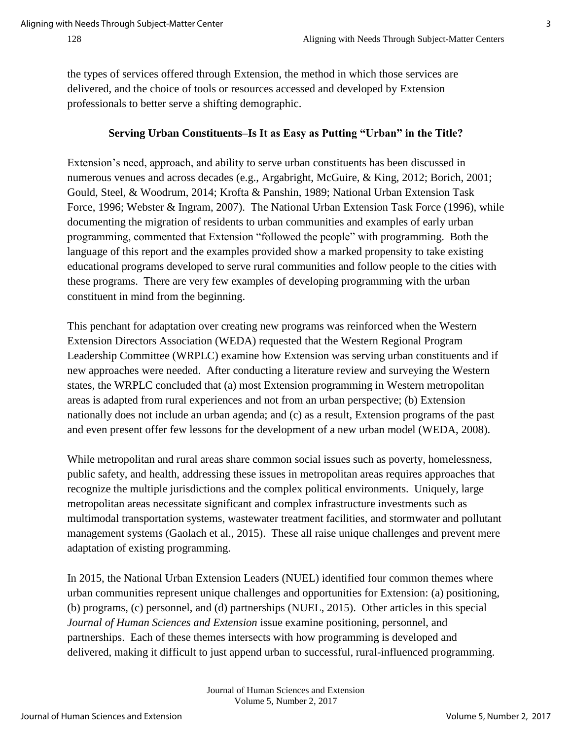the types of services offered through Extension, the method in which those services are delivered, and the choice of tools or resources accessed and developed by Extension professionals to better serve a shifting demographic.

## Serving Urban Constituents–Is It as Easy as Putting "Urban" in the Title?

Extension's need, approach, and ability to serve urban constituents has been discussed in numerous venues and across decades (e.g., Argabright, McGuire, & King, 2012; Borich, 2001; Gould, Steel, & Woodrum, 2014; Krofta & Panshin, 1989; National Urban Extension Task Force, 1996; Webster & Ingram, 2007). The National Urban Extension Task Force (1996), while documenting the migration of residents to urban communities and examples of early urban programming, commented that Extension "followed the people" with programming. Both the language of this report and the examples provided show a marked propensity to take existing educational programs developed to serve rural communities and follow people to the cities with these programs. There are very few examples of developing programming with the urban constituent in mind from the beginning.

This penchant for adaptation over creating new programs was reinforced when the Western Extension Directors Association (WEDA) requested that the Western Regional Program Leadership Committee (WRPLC) examine how Extension was serving urban constituents and if new approaches were needed. After conducting a literature review and surveying the Western states, the WRPLC concluded that (a) most Extension programming in Western metropolitan areas is adapted from rural experiences and not from an urban perspective; (b) Extension nationally does not include an urban agenda; and (c) as a result, Extension programs of the past and even present offer few lessons for the development of a new urban model (WEDA, 2008).

While metropolitan and rural areas share common social issues such as poverty, homelessness, public safety, and health, addressing these issues in metropolitan areas requires approaches that recognize the multiple jurisdictions and the complex political environments. Uniquely, large metropolitan areas necessitate significant and complex infrastructure investments such as multimodal transportation systems, wastewater treatment facilities, and stormwater and pollutant management systems (Gaolach et al., 2015). These all raise unique challenges and prevent mere adaptation of existing programming.

In 2015, the National Urban Extension Leaders (NUEL) identified four common themes where urban communities represent unique challenges and opportunities for Extension: (a) positioning, (b) programs, (c) personnel, and (d) partnerships (NUEL, 2015). Other articles in this special *Journal of Human Sciences and Extension* issue examine positioning, personnel, and partnerships. Each of these themes intersects with how programming is developed and delivered, making it difficult to just append urban to successful, rural-influenced programming.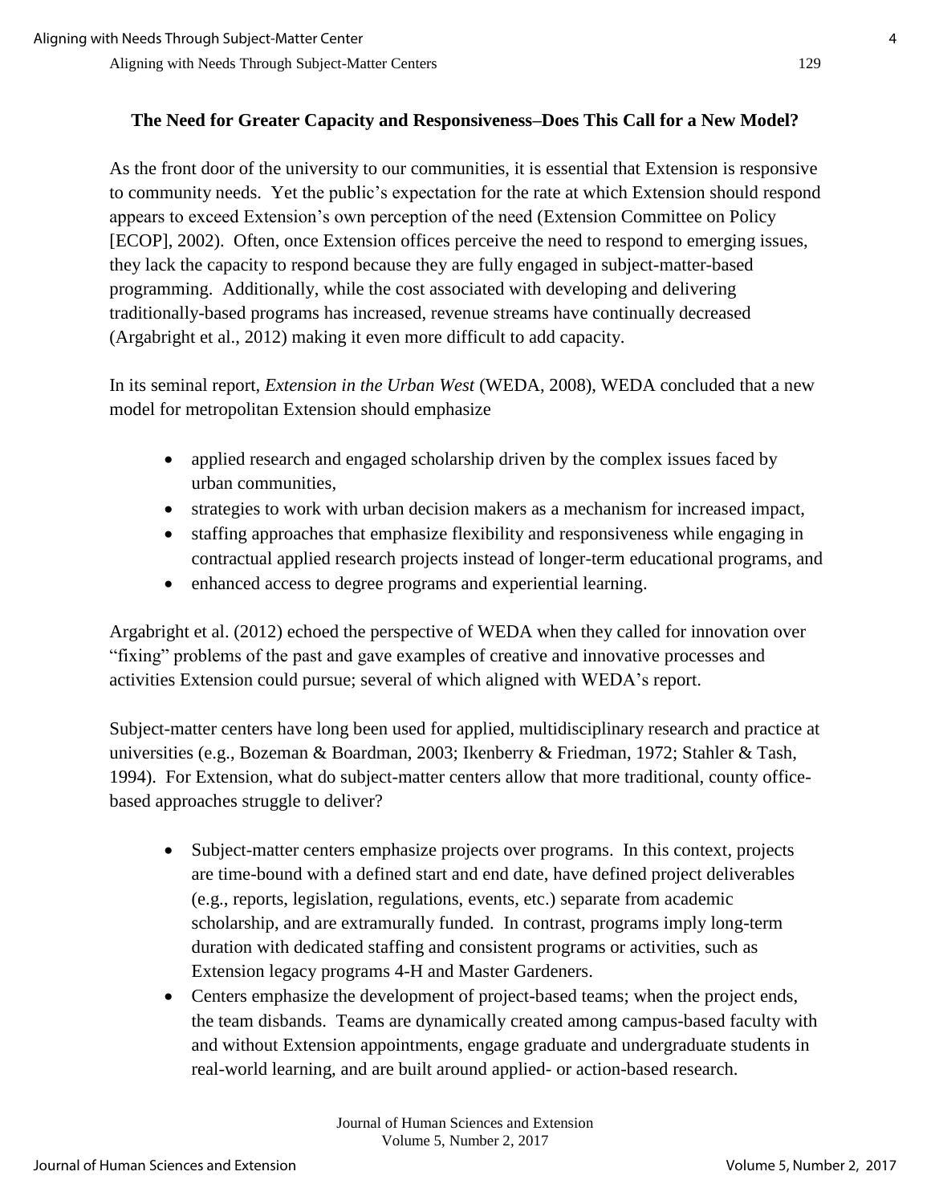### The Need for Greater Capacity and Responsiveness–Does This Call for a New Model?

As the front door of the university to our communities, it is essential that Extension is responsive to community needs. Yet the public's expectation for the rate at which Extension should respond appears to exceed Extension's own perception of the need (Extension Committee on Policy [ECOP], 2002). Often, once Extension offices perceive the need to respond to emerging issues, they lack the capacity to respond because they are fully engaged in subject-matter-based programming. Additionally, while the cost associated with developing and delivering traditionally-based programs has increased, revenue streams have continually decreased (Argabright et al., 2012) making it even more difficult to add capacity.

In its seminal report, *Extension in the Urban West* (WEDA, 2008), WEDA concluded that a new model for metropolitan Extension should emphasize

- applied research and engaged scholarship driven by the complex issues faced by urban communities,
- strategies to work with urban decision makers as a mechanism for increased impact,
- staffing approaches that emphasize flexibility and responsiveness while engaging in contractual applied research projects instead of longer-term educational programs, and
- enhanced access to degree programs and experiential learning.

Argabright et al. (2012) echoed the perspective of WEDA when they called for innovation over "fixing" problems of the past and gave examples of creative and innovative processes and activities Extension could pursue; several of which aligned with WEDA's report.

Subject-matter centers have long been used for applied, multidisciplinary research and practice at universities (e.g., Bozeman & Boardman, 2003; Ikenberry & Friedman, 1972; Stahler & Tash, 1994). For Extension, what do subject-matter centers allow that more traditional, county office-based approaches struggle to deliver?

- Subject-matter centers emphasize projects over programs. In this context, projects are time-bound with a defined start and end date, have defined project deliverables (e.g., reports, legislation, regulations, events, etc.) separate from academic scholarship, and are extramurally funded. In contrast, programs imply long-term duration with dedicated staffing and consistent programs or activities, such as Extension legacy programs 4-H and Master Gardeners.
- Centers emphasize the development of project-based teams; when the project ends, the team disbands. Teams are dynamically created among campus-based faculty with and without Extension appointments, engage graduate and undergraduate students in real-world learning, and are built around applied- or action-based research.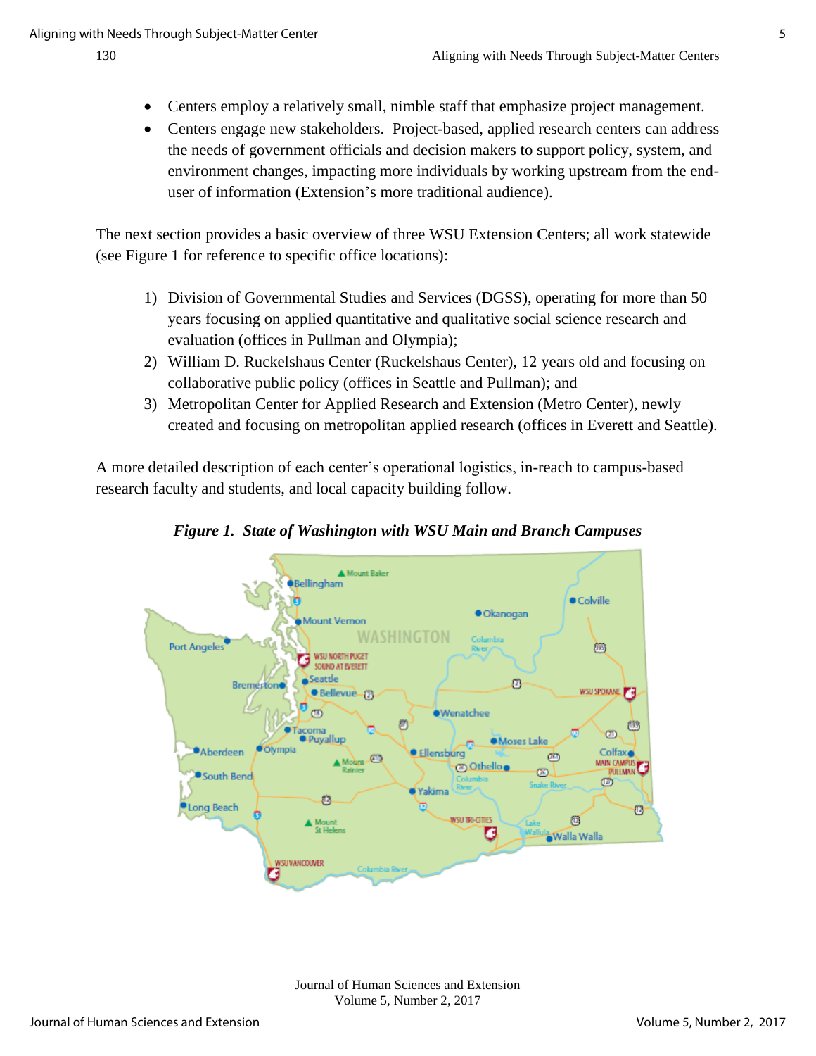- Centers employ a relatively small, nimble staff that emphasize project management.
- Centers engage new stakeholders. Project-based, applied research centers can address the needs of government officials and decision makers to support policy, system, and environment changes, impacting more individuals by working upstream from the end-user of information (Extension's more traditional audience).

The next section provides a basic overview of three WSU Extension Centers; all work statewide (see Figure 1 for reference to specific office locations):

1) Division of Governmental Studies and Services (DGSS), operating for more than 50 years focusing on applied quantitative and qualitative social science research and evaluation (offices in Pullman and Olympia);
2) William D. Ruckelshaus Center (Ruckelshaus Center), 12 years old and focusing on collaborative public policy (offices in Seattle and Pullman); and
3) Metropolitan Center for Applied Research and Extension (Metro Center), newly created and focusing on metropolitan applied research (offices in Everett and Seattle).

A more detailed description of each center's operational logistics, in-reach to campus-based research faculty and students, and local capacity building follow.

***Figure 1. State of Washington with WSU Main and Branch Campuses***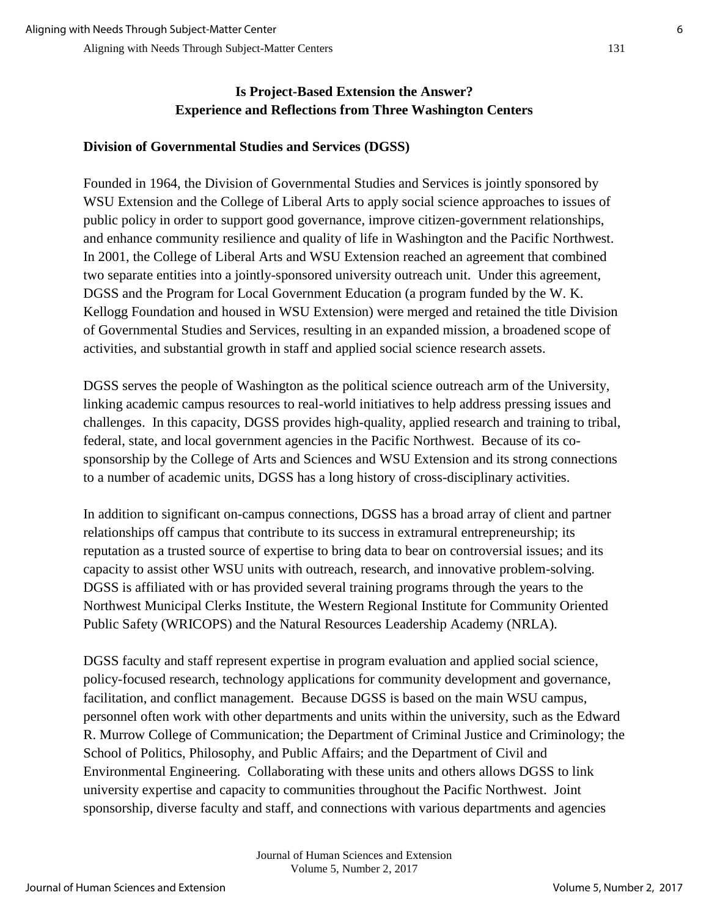## Is Project-Based Extension the Answer?
## Experience and Reflections from Three Washington Centers

### Division of Governmental Studies and Services (DGSS)

Founded in 1964, the Division of Governmental Studies and Services is jointly sponsored by WSU Extension and the College of Liberal Arts to apply social science approaches to issues of public policy in order to support good governance, improve citizen-government relationships, and enhance community resilience and quality of life in Washington and the Pacific Northwest. In 2001, the College of Liberal Arts and WSU Extension reached an agreement that combined two separate entities into a jointly-sponsored university outreach unit. Under this agreement, DGSS and the Program for Local Government Education (a program funded by the W. K. Kellogg Foundation and housed in WSU Extension) were merged and retained the title Division of Governmental Studies and Services, resulting in an expanded mission, a broadened scope of activities, and substantial growth in staff and applied social science research assets.

DGSS serves the people of Washington as the political science outreach arm of the University, linking academic campus resources to real-world initiatives to help address pressing issues and challenges. In this capacity, DGSS provides high-quality, applied research and training to tribal, federal, state, and local government agencies in the Pacific Northwest. Because of its co-sponsorship by the College of Arts and Sciences and WSU Extension and its strong connections to a number of academic units, DGSS has a long history of cross-disciplinary activities.

In addition to significant on-campus connections, DGSS has a broad array of client and partner relationships off campus that contribute to its success in extramural entrepreneurship; its reputation as a trusted source of expertise to bring data to bear on controversial issues; and its capacity to assist other WSU units with outreach, research, and innovative problem-solving. DGSS is affiliated with or has provided several training programs through the years to the Northwest Municipal Clerks Institute, the Western Regional Institute for Community Oriented Public Safety (WRICOPS) and the Natural Resources Leadership Academy (NRLA).

DGSS faculty and staff represent expertise in program evaluation and applied social science, policy-focused research, technology applications for community development and governance, facilitation, and conflict management. Because DGSS is based on the main WSU campus, personnel often work with other departments and units within the university, such as the Edward R. Murrow College of Communication; the Department of Criminal Justice and Criminology; the School of Politics, Philosophy, and Public Affairs; and the Department of Civil and Environmental Engineering. Collaborating with these units and others allows DGSS to link university expertise and capacity to communities throughout the Pacific Northwest. Joint sponsorship, diverse faculty and staff, and connections with various departments and agencies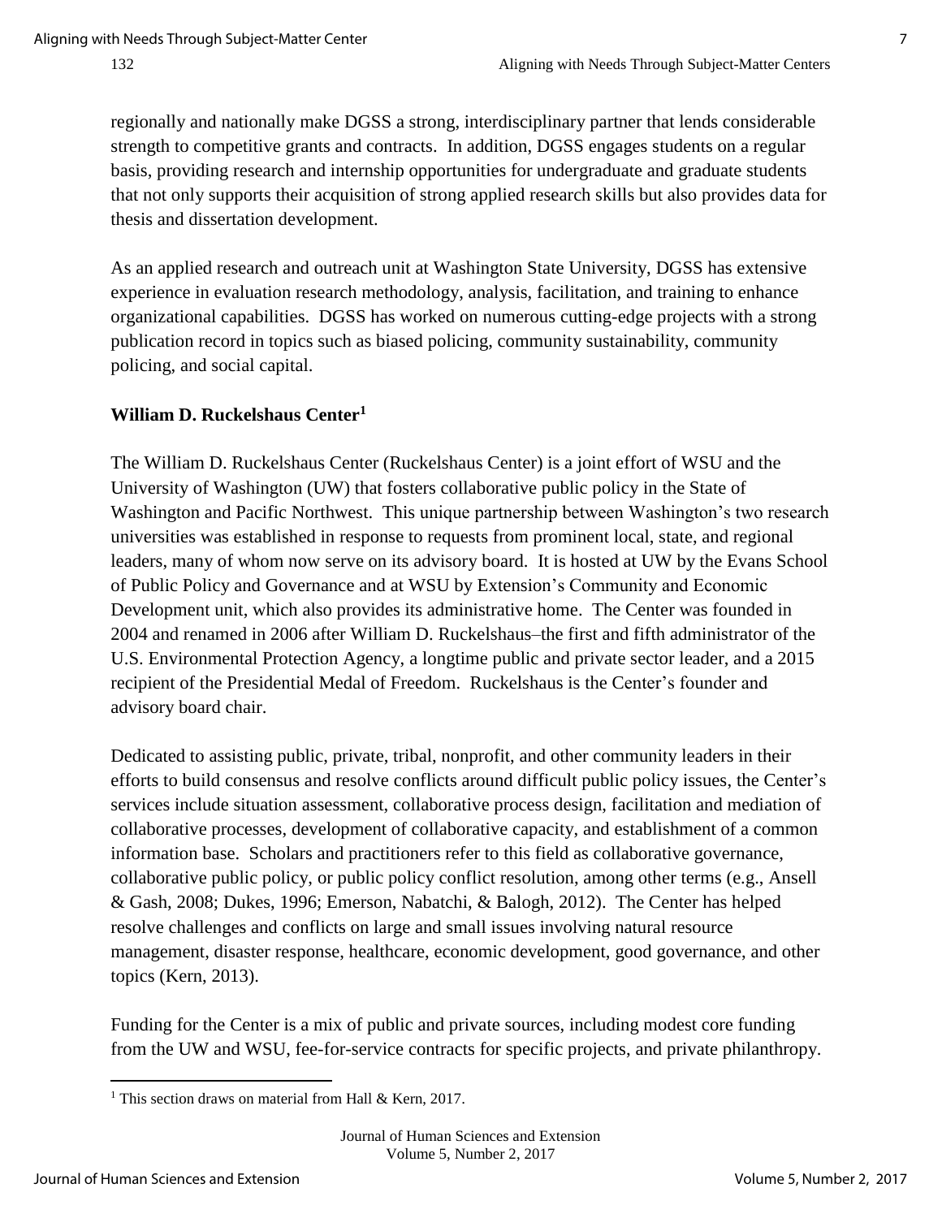regionally and nationally make DGSS a strong, interdisciplinary partner that lends considerable strength to competitive grants and contracts. In addition, DGSS engages students on a regular basis, providing research and internship opportunities for undergraduate and graduate students that not only supports their acquisition of strong applied research skills but also provides data for thesis and dissertation development.

As an applied research and outreach unit at Washington State University, DGSS has extensive experience in evaluation research methodology, analysis, facilitation, and training to enhance organizational capabilities. DGSS has worked on numerous cutting-edge projects with a strong publication record in topics such as biased policing, community sustainability, community policing, and social capital.

**William D. Ruckelshaus Center[1]**

The William D. Ruckelshaus Center (Ruckelshaus Center) is a joint effort of WSU and the University of Washington (UW) that fosters collaborative public policy in the State of Washington and Pacific Northwest. This unique partnership between Washington's two research universities was established in response to requests from prominent local, state, and regional leaders, many of whom now serve on its advisory board. It is hosted at UW by the Evans School of Public Policy and Governance and at WSU by Extension's Community and Economic Development unit, which also provides its administrative home. The Center was founded in 2004 and renamed in 2006 after William D. Ruckelshaus–the first and fifth administrator of the U.S. Environmental Protection Agency, a longtime public and private sector leader, and a 2015 recipient of the Presidential Medal of Freedom. Ruckelshaus is the Center's founder and advisory board chair.

Dedicated to assisting public, private, tribal, nonprofit, and other community leaders in their efforts to build consensus and resolve conflicts around difficult public policy issues, the Center's services include situation assessment, collaborative process design, facilitation and mediation of collaborative processes, development of collaborative capacity, and establishment of a common information base. Scholars and practitioners refer to this field as collaborative governance, collaborative public policy, or public policy conflict resolution, among other terms (e.g., Ansell & Gash, 2008; Dukes, 1996; Emerson, Nabatchi, & Balogh, 2012). The Center has helped resolve challenges and conflicts on large and small issues involving natural resource management, disaster response, healthcare, economic development, good governance, and other topics (Kern, 2013).

Funding for the Center is a mix of public and private sources, including modest core funding from the UW and WSU, fee-for-service contracts for specific projects, and private philanthropy.

[1] This section draws on material from Hall & Kern, 2017.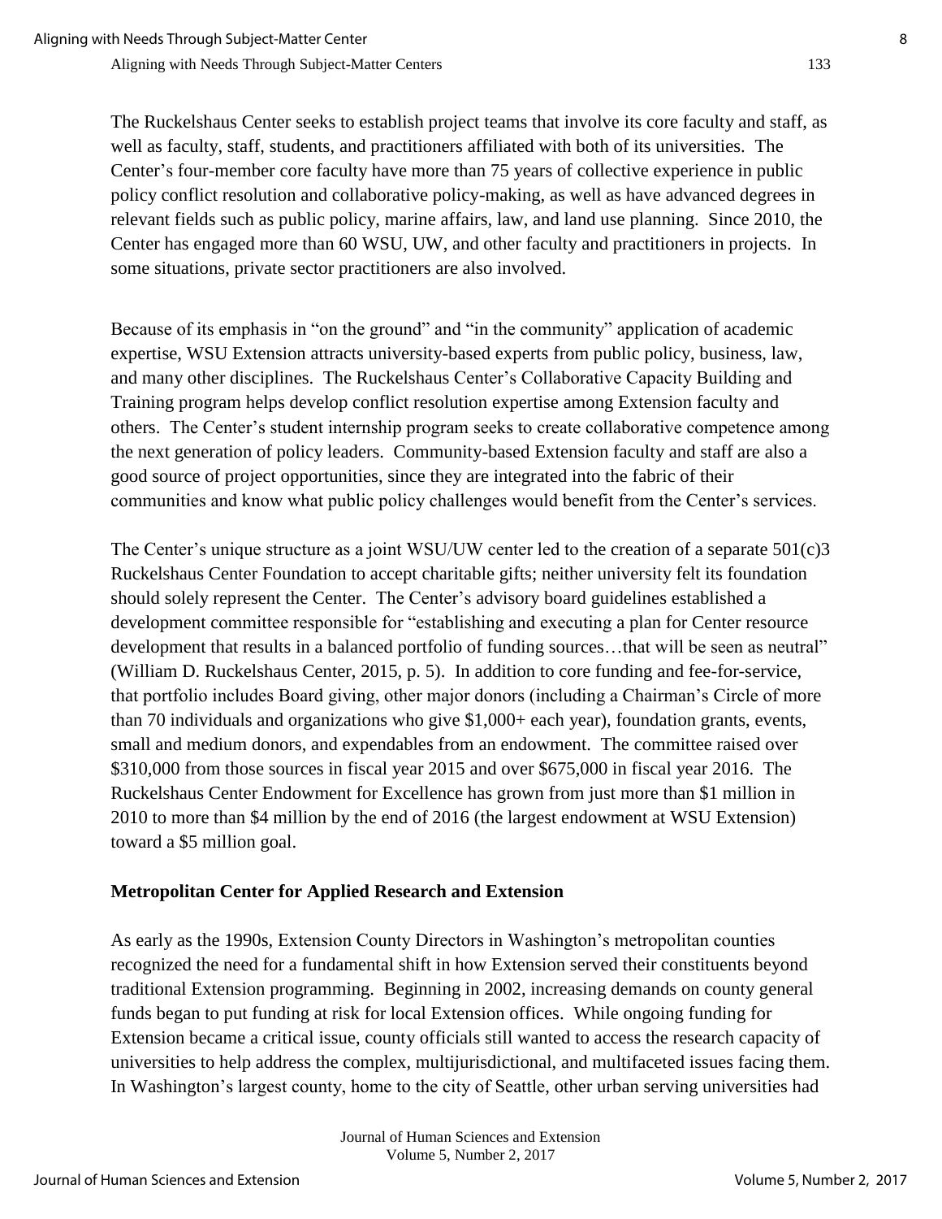The Ruckelshaus Center seeks to establish project teams that involve its core faculty and staff, as well as faculty, staff, students, and practitioners affiliated with both of its universities. The Center's four-member core faculty have more than 75 years of collective experience in public policy conflict resolution and collaborative policy-making, as well as have advanced degrees in relevant fields such as public policy, marine affairs, law, and land use planning. Since 2010, the Center has engaged more than 60 WSU, UW, and other faculty and practitioners in projects. In some situations, private sector practitioners are also involved.

Because of its emphasis in "on the ground" and "in the community" application of academic expertise, WSU Extension attracts university-based experts from public policy, business, law, and many other disciplines. The Ruckelshaus Center's Collaborative Capacity Building and Training program helps develop conflict resolution expertise among Extension faculty and others. The Center's student internship program seeks to create collaborative competence among the next generation of policy leaders. Community-based Extension faculty and staff are also a good source of project opportunities, since they are integrated into the fabric of their communities and know what public policy challenges would benefit from the Center's services.

The Center's unique structure as a joint WSU/UW center led to the creation of a separate 501(c)3 Ruckelshaus Center Foundation to accept charitable gifts; neither university felt its foundation should solely represent the Center. The Center's advisory board guidelines established a development committee responsible for "establishing and executing a plan for Center resource development that results in a balanced portfolio of funding sources…that will be seen as neutral" (William D. Ruckelshaus Center, 2015, p. 5). In addition to core funding and fee-for-service, that portfolio includes Board giving, other major donors (including a Chairman's Circle of more than 70 individuals and organizations who give $1,000+ each year), foundation grants, events, small and medium donors, and expendables from an endowment. The committee raised over $310,000 from those sources in fiscal year 2015 and over $675,000 in fiscal year 2016. The Ruckelshaus Center Endowment for Excellence has grown from just more than $1 million in 2010 to more than $4 million by the end of 2016 (the largest endowment at WSU Extension) toward a $5 million goal.

### Metropolitan Center for Applied Research and Extension

As early as the 1990s, Extension County Directors in Washington's metropolitan counties recognized the need for a fundamental shift in how Extension served their constituents beyond traditional Extension programming. Beginning in 2002, increasing demands on county general funds began to put funding at risk for local Extension offices. While ongoing funding for Extension became a critical issue, county officials still wanted to access the research capacity of universities to help address the complex, multijurisdictional, and multifaceted issues facing them. In Washington's largest county, home to the city of Seattle, other urban serving universities had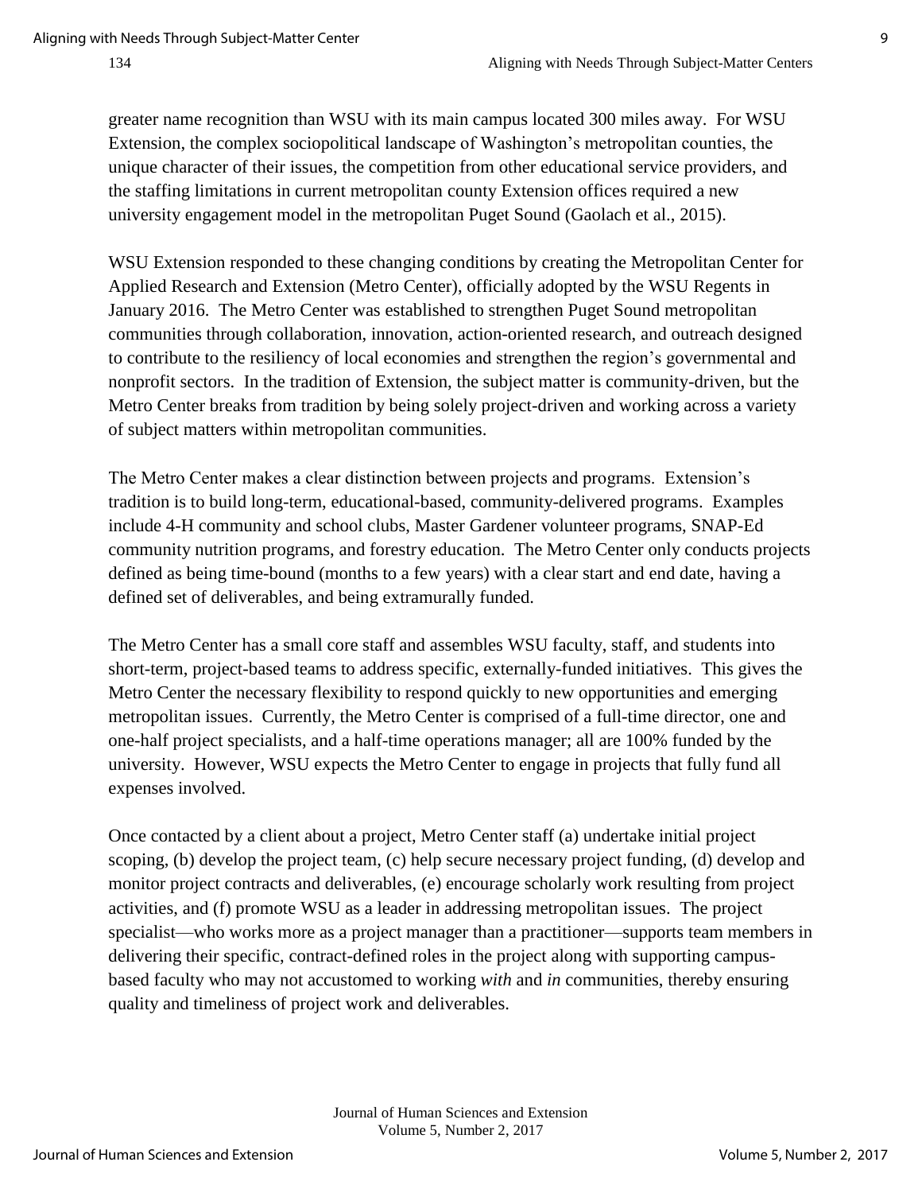greater name recognition than WSU with its main campus located 300 miles away. For WSU Extension, the complex sociopolitical landscape of Washington's metropolitan counties, the unique character of their issues, the competition from other educational service providers, and the staffing limitations in current metropolitan county Extension offices required a new university engagement model in the metropolitan Puget Sound (Gaolach et al., 2015).

WSU Extension responded to these changing conditions by creating the Metropolitan Center for Applied Research and Extension (Metro Center), officially adopted by the WSU Regents in January 2016. The Metro Center was established to strengthen Puget Sound metropolitan communities through collaboration, innovation, action-oriented research, and outreach designed to contribute to the resiliency of local economies and strengthen the region's governmental and nonprofit sectors. In the tradition of Extension, the subject matter is community-driven, but the Metro Center breaks from tradition by being solely project-driven and working across a variety of subject matters within metropolitan communities.

The Metro Center makes a clear distinction between projects and programs. Extension's tradition is to build long-term, educational-based, community-delivered programs. Examples include 4-H community and school clubs, Master Gardener volunteer programs, SNAP-Ed community nutrition programs, and forestry education. The Metro Center only conducts projects defined as being time-bound (months to a few years) with a clear start and end date, having a defined set of deliverables, and being extramurally funded.

The Metro Center has a small core staff and assembles WSU faculty, staff, and students into short-term, project-based teams to address specific, externally-funded initiatives. This gives the Metro Center the necessary flexibility to respond quickly to new opportunities and emerging metropolitan issues. Currently, the Metro Center is comprised of a full-time director, one and one-half project specialists, and a half-time operations manager; all are 100% funded by the university. However, WSU expects the Metro Center to engage in projects that fully fund all expenses involved.

Once contacted by a client about a project, Metro Center staff (a) undertake initial project scoping, (b) develop the project team, (c) help secure necessary project funding, (d) develop and monitor project contracts and deliverables, (e) encourage scholarly work resulting from project activities, and (f) promote WSU as a leader in addressing metropolitan issues. The project specialist—who works more as a project manager than a practitioner—supports team members in delivering their specific, contract-defined roles in the project along with supporting campus-based faculty who may not accustomed to working *with* and *in* communities, thereby ensuring quality and timeliness of project work and deliverables.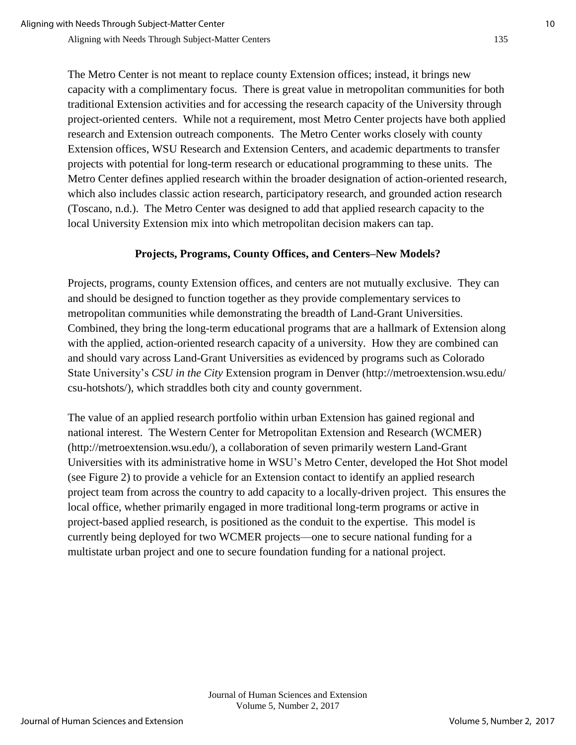The Metro Center is not meant to replace county Extension offices; instead, it brings new capacity with a complimentary focus. There is great value in metropolitan communities for both traditional Extension activities and for accessing the research capacity of the University through project-oriented centers. While not a requirement, most Metro Center projects have both applied research and Extension outreach components. The Metro Center works closely with county Extension offices, WSU Research and Extension Centers, and academic departments to transfer projects with potential for long-term research or educational programming to these units. The Metro Center defines applied research within the broader designation of action-oriented research, which also includes classic action research, participatory research, and grounded action research (Toscano, n.d.). The Metro Center was designed to add that applied research capacity to the local University Extension mix into which metropolitan decision makers can tap.

## Projects, Programs, County Offices, and Centers–New Models?

Projects, programs, county Extension offices, and centers are not mutually exclusive. They can and should be designed to function together as they provide complementary services to metropolitan communities while demonstrating the breadth of Land-Grant Universities. Combined, they bring the long-term educational programs that are a hallmark of Extension along with the applied, action-oriented research capacity of a university. How they are combined can and should vary across Land-Grant Universities as evidenced by programs such as Colorado State University's *CSU in the City* Extension program in Denver (http://metroextension.wsu.edu/csu-hotshots/), which straddles both city and county government.

The value of an applied research portfolio within urban Extension has gained regional and national interest. The Western Center for Metropolitan Extension and Research (WCMER) (http://metroextension.wsu.edu/), a collaboration of seven primarily western Land-Grant Universities with its administrative home in WSU's Metro Center, developed the Hot Shot model (see Figure 2) to provide a vehicle for an Extension contact to identify an applied research project team from across the country to add capacity to a locally-driven project. This ensures the local office, whether primarily engaged in more traditional long-term programs or active in project-based applied research, is positioned as the conduit to the expertise. This model is currently being deployed for two WCMER projects—one to secure national funding for a multistate urban project and one to secure foundation funding for a national project.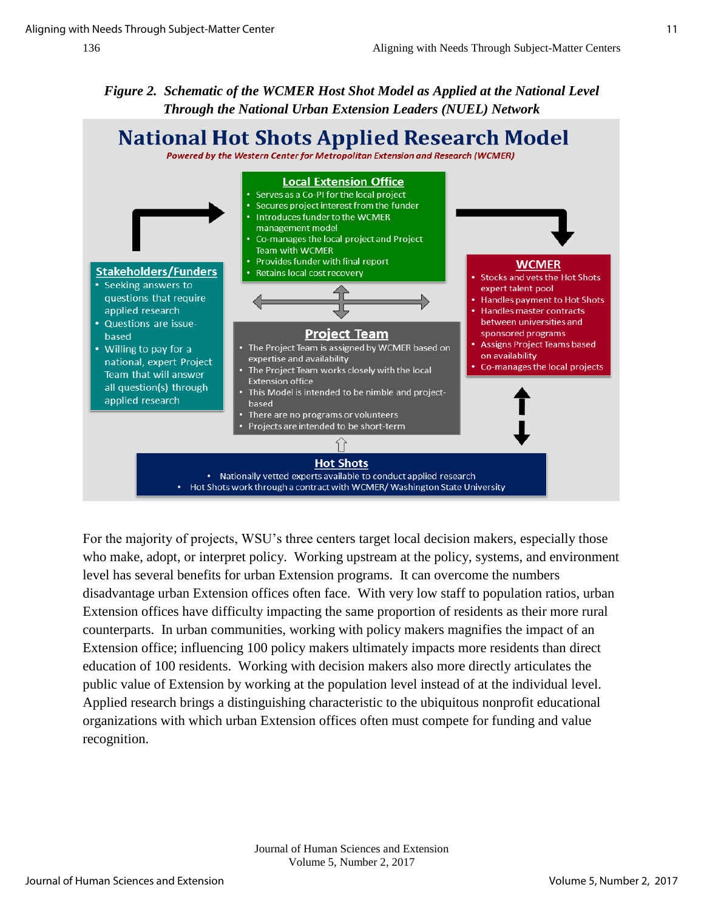*Figure 2. Schematic of the WCMER Host Shot Model as Applied at the National Level Through the National Urban Extension Leaders (NUEL) Network*

# National Hot Shots Applied Research Model

*Powered by the Western Center for Metropolitan Extension and Research (WCMER)*

**Local Extension Office**

- Serves as a Co-PI for the local project
- Secures project interest from the funder
- Introduces funder to the WCMER management model
- Co-manages the local project and Project Team with WCMER
- Provides funder with final report
- Retains local cost recovery

**Stakeholders/Funders**

- Seeking answers to questions that require applied research
- Questions are issue-based
- Willing to pay for a national, expert Project Team that will answer all question(s) through applied research

**WCMER**

- Stocks and vets the Hot Shots expert talent pool
- Handles payment to Hot Shots
- Handles master contracts between universities and sponsored programs
- Assigns Project Teams based on availability
- Co-manages the local projects

**Project Team**

- The Project Team is assigned by WCMER based on expertise and availability
- The Project Team works closely with the local Extension office
- This Model is intended to be nimble and project-based
- There are no programs or volunteers
- Projects are intended to be short-term

**Hot Shots**

- Nationally vetted experts available to conduct applied research
- Hot Shots work through a contract with WCMER/ Washington State University

For the majority of projects, WSU's three centers target local decision makers, especially those who make, adopt, or interpret policy. Working upstream at the policy, systems, and environment level has several benefits for urban Extension programs. It can overcome the numbers disadvantage urban Extension offices often face. With very low staff to population ratios, urban Extension offices have difficulty impacting the same proportion of residents as their more rural counterparts. In urban communities, working with policy makers magnifies the impact of an Extension office; influencing 100 policy makers ultimately impacts more residents than direct education of 100 residents. Working with decision makers also more directly articulates the public value of Extension by working at the population level instead of at the individual level. Applied research brings a distinguishing characteristic to the ubiquitous nonprofit educational organizations with which urban Extension offices often must compete for funding and value recognition.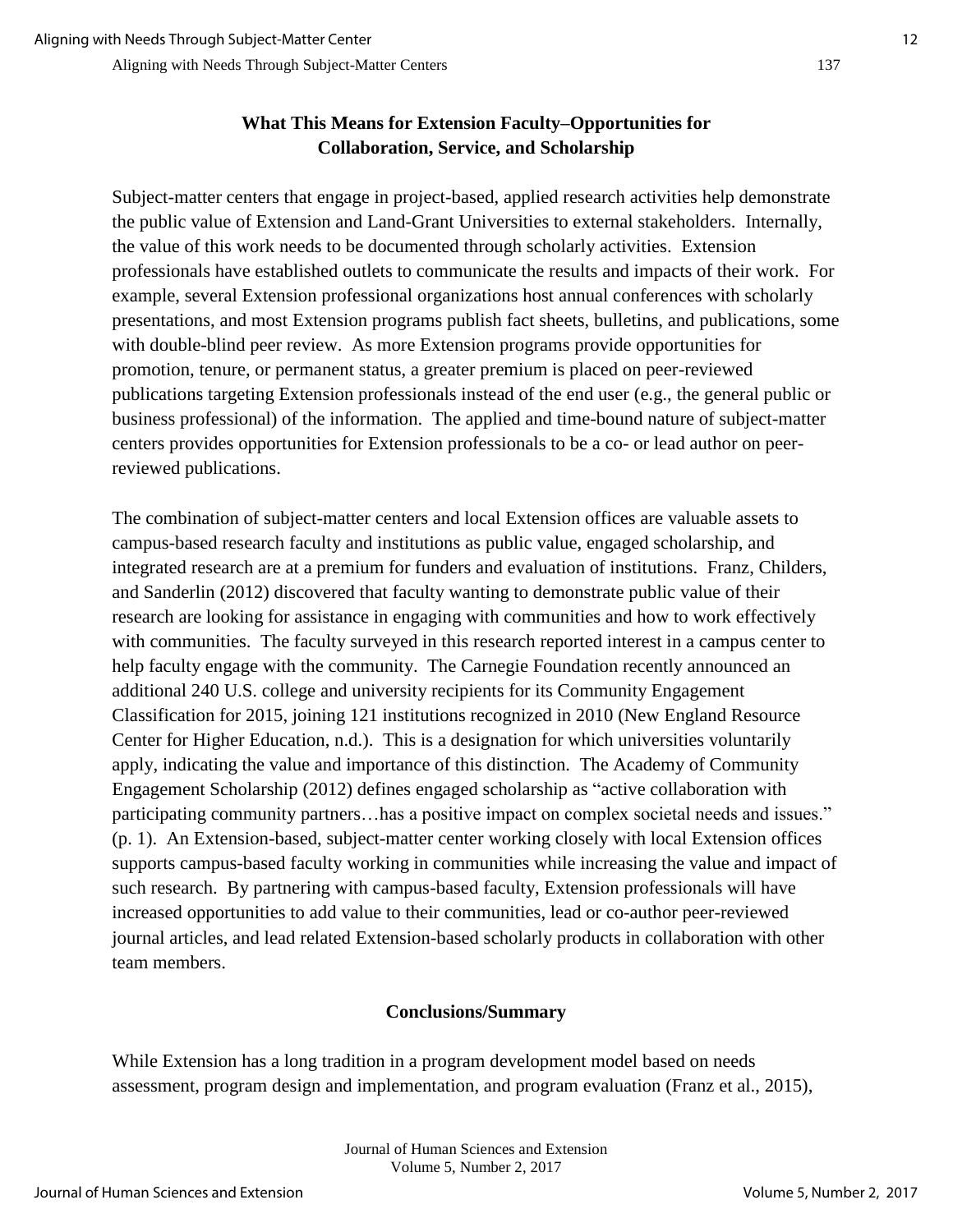## What This Means for Extension Faculty–Opportunities for Collaboration, Service, and Scholarship

Subject-matter centers that engage in project-based, applied research activities help demonstrate the public value of Extension and Land-Grant Universities to external stakeholders. Internally, the value of this work needs to be documented through scholarly activities. Extension professionals have established outlets to communicate the results and impacts of their work. For example, several Extension professional organizations host annual conferences with scholarly presentations, and most Extension programs publish fact sheets, bulletins, and publications, some with double-blind peer review. As more Extension programs provide opportunities for promotion, tenure, or permanent status, a greater premium is placed on peer-reviewed publications targeting Extension professionals instead of the end user (e.g., the general public or business professional) of the information. The applied and time-bound nature of subject-matter centers provides opportunities for Extension professionals to be a co- or lead author on peer-reviewed publications.

The combination of subject-matter centers and local Extension offices are valuable assets to campus-based research faculty and institutions as public value, engaged scholarship, and integrated research are at a premium for funders and evaluation of institutions. Franz, Childers, and Sanderlin (2012) discovered that faculty wanting to demonstrate public value of their research are looking for assistance in engaging with communities and how to work effectively with communities. The faculty surveyed in this research reported interest in a campus center to help faculty engage with the community. The Carnegie Foundation recently announced an additional 240 U.S. college and university recipients for its Community Engagement Classification for 2015, joining 121 institutions recognized in 2010 (New England Resource Center for Higher Education, n.d.). This is a designation for which universities voluntarily apply, indicating the value and importance of this distinction. The Academy of Community Engagement Scholarship (2012) defines engaged scholarship as "active collaboration with participating community partners…has a positive impact on complex societal needs and issues." (p. 1). An Extension-based, subject-matter center working closely with local Extension offices supports campus-based faculty working in communities while increasing the value and impact of such research. By partnering with campus-based faculty, Extension professionals will have increased opportunities to add value to their communities, lead or co-author peer-reviewed journal articles, and lead related Extension-based scholarly products in collaboration with other team members.

## Conclusions/Summary

While Extension has a long tradition in a program development model based on needs assessment, program design and implementation, and program evaluation (Franz et al., 2015),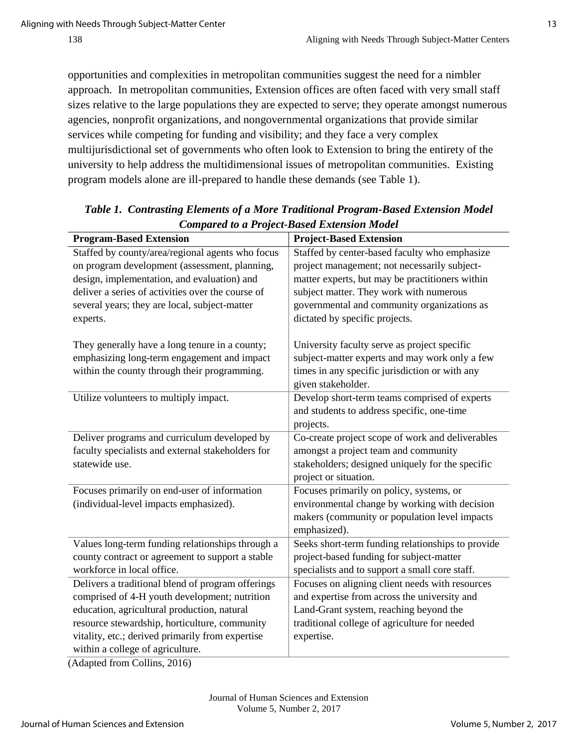opportunities and complexities in metropolitan communities suggest the need for a nimbler approach. In metropolitan communities, Extension offices are often faced with very small staff sizes relative to the large populations they are expected to serve; they operate amongst numerous agencies, nonprofit organizations, and nongovernmental organizations that provide similar services while competing for funding and visibility; and they face a very complex multijurisdictional set of governments who often look to Extension to bring the entirety of the university to help address the multidimensional issues of metropolitan communities. Existing program models alone are ill-prepared to handle these demands (see Table 1).

***Table 1. Contrasting Elements of a More Traditional Program-Based Extension Model Compared to a Project-Based Extension Model***

| Program-Based Extension | Project-Based Extension |
|---|---|
| Staffed by county/area/regional agents who focus on program development (assessment, planning, design, implementation, and evaluation) and deliver a series of activities over the course of several years; they are local, subject-matter experts.<br><br>They generally have a long tenure in a county; emphasizing long-term engagement and impact within the county through their programming. | Staffed by center-based faculty who emphasize project management; not necessarily subject-matter experts, but may be practitioners within subject matter. They work with numerous governmental and community organizations as dictated by specific projects.<br><br>University faculty serve as project specific subject-matter experts and may work only a few times in any specific jurisdiction or with any given stakeholder. |
| Utilize volunteers to multiply impact. | Develop short-term teams comprised of experts and students to address specific, one-time projects. |
| Deliver programs and curriculum developed by faculty specialists and external stakeholders for statewide use. | Co-create project scope of work and deliverables amongst a project team and community stakeholders; designed uniquely for the specific project or situation. |
| Focuses primarily on end-user of information (individual-level impacts emphasized). | Focuses primarily on policy, systems, or environmental change by working with decision makers (community or population level impacts emphasized). |
| Values long-term funding relationships through a county contract or agreement to support a stable workforce in local office. | Seeks short-term funding relationships to provide project-based funding for subject-matter specialists and to support a small core staff. |
| Delivers a traditional blend of program offerings comprised of 4-H youth development; nutrition education, agricultural production, natural resource stewardship, horticulture, community vitality, etc.; derived primarily from expertise within a college of agriculture. | Focuses on aligning client needs with resources and expertise from across the university and Land-Grant system, reaching beyond the traditional college of agriculture for needed expertise. |

(Adapted from Collins, 2016)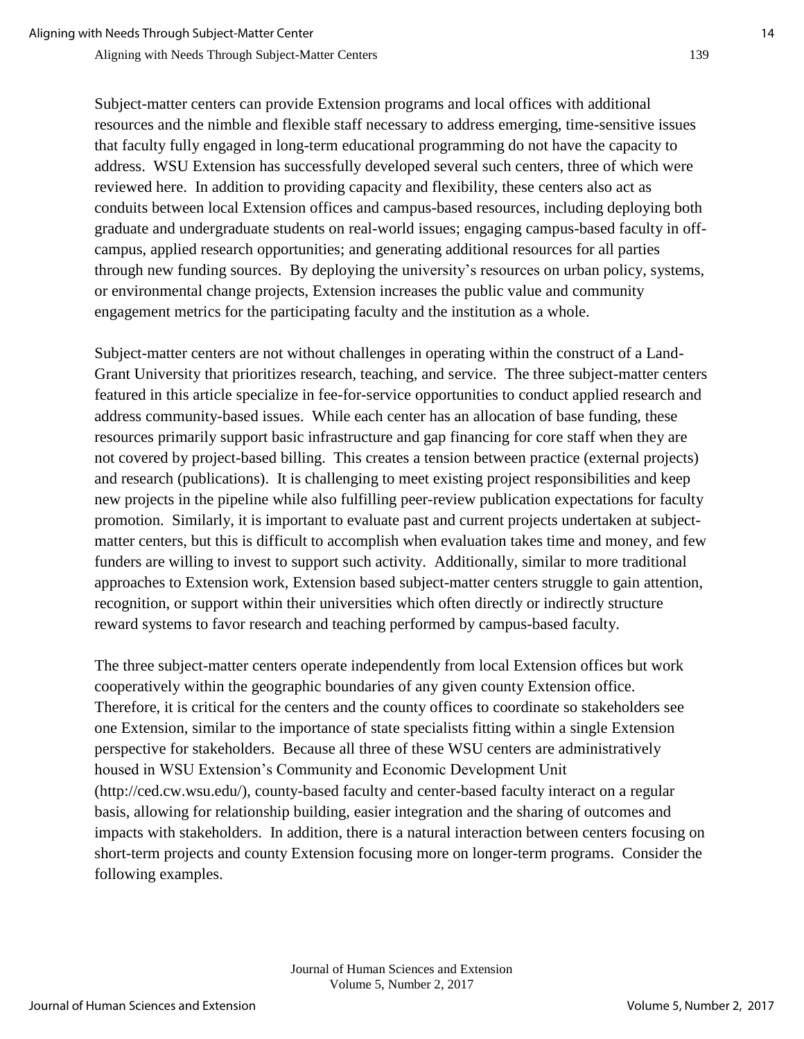Subject-matter centers can provide Extension programs and local offices with additional resources and the nimble and flexible staff necessary to address emerging, time-sensitive issues that faculty fully engaged in long-term educational programming do not have the capacity to address. WSU Extension has successfully developed several such centers, three of which were reviewed here. In addition to providing capacity and flexibility, these centers also act as conduits between local Extension offices and campus-based resources, including deploying both graduate and undergraduate students on real-world issues; engaging campus-based faculty in off-campus, applied research opportunities; and generating additional resources for all parties through new funding sources. By deploying the university's resources on urban policy, systems, or environmental change projects, Extension increases the public value and community engagement metrics for the participating faculty and the institution as a whole.

Subject-matter centers are not without challenges in operating within the construct of a Land-Grant University that prioritizes research, teaching, and service. The three subject-matter centers featured in this article specialize in fee-for-service opportunities to conduct applied research and address community-based issues. While each center has an allocation of base funding, these resources primarily support basic infrastructure and gap financing for core staff when they are not covered by project-based billing. This creates a tension between practice (external projects) and research (publications). It is challenging to meet existing project responsibilities and keep new projects in the pipeline while also fulfilling peer-review publication expectations for faculty promotion. Similarly, it is important to evaluate past and current projects undertaken at subject-matter centers, but this is difficult to accomplish when evaluation takes time and money, and few funders are willing to invest to support such activity. Additionally, similar to more traditional approaches to Extension work, Extension based subject-matter centers struggle to gain attention, recognition, or support within their universities which often directly or indirectly structure reward systems to favor research and teaching performed by campus-based faculty.

The three subject-matter centers operate independently from local Extension offices but work cooperatively within the geographic boundaries of any given county Extension office. Therefore, it is critical for the centers and the county offices to coordinate so stakeholders see one Extension, similar to the importance of state specialists fitting within a single Extension perspective for stakeholders. Because all three of these WSU centers are administratively housed in WSU Extension's Community and Economic Development Unit (http://ced.cw.wsu.edu/), county-based faculty and center-based faculty interact on a regular basis, allowing for relationship building, easier integration and the sharing of outcomes and impacts with stakeholders. In addition, there is a natural interaction between centers focusing on short-term projects and county Extension focusing more on longer-term programs. Consider the following examples.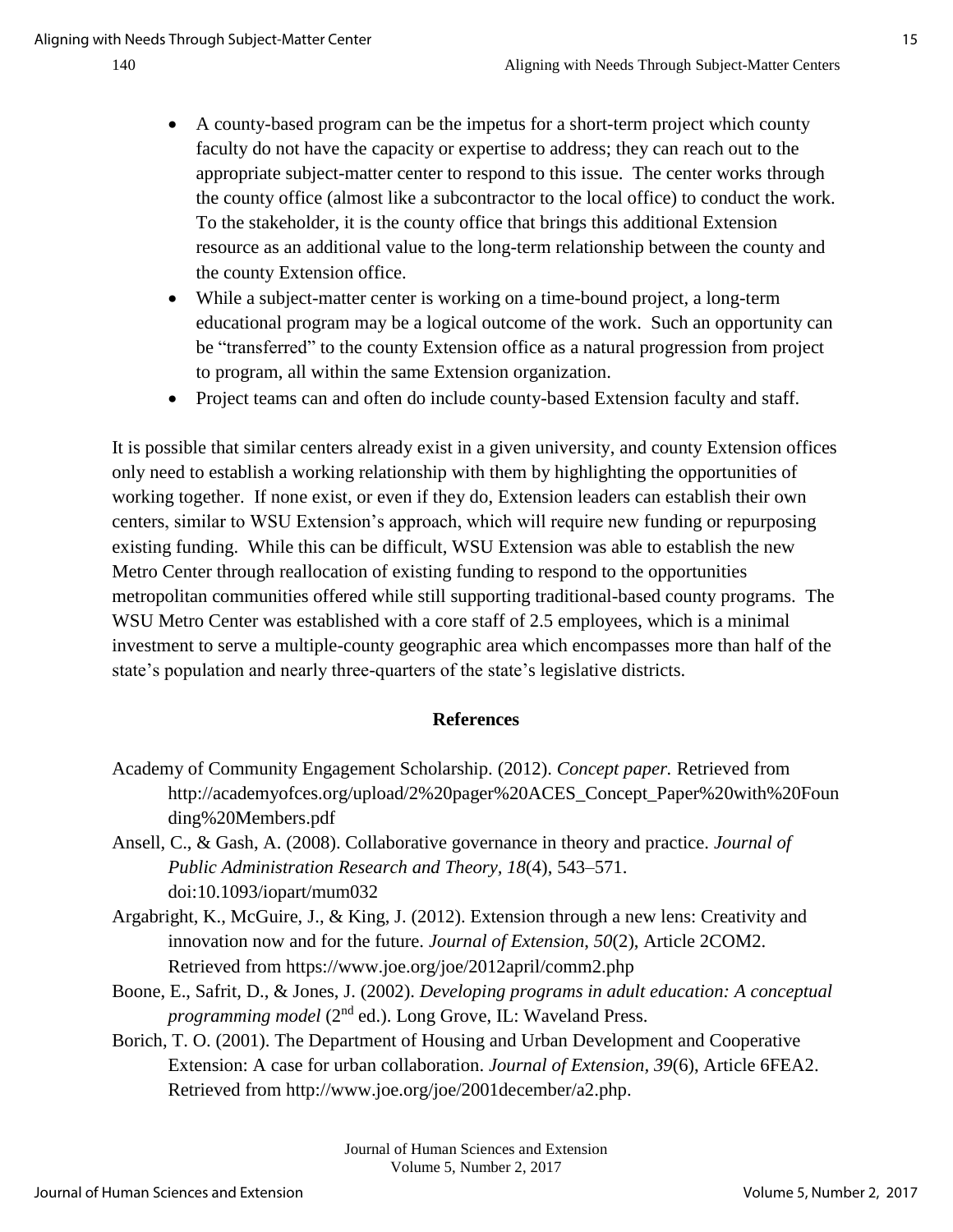- A county-based program can be the impetus for a short-term project which county faculty do not have the capacity or expertise to address; they can reach out to the appropriate subject-matter center to respond to this issue. The center works through the county office (almost like a subcontractor to the local office) to conduct the work. To the stakeholder, it is the county office that brings this additional Extension resource as an additional value to the long-term relationship between the county and the county Extension office.
- While a subject-matter center is working on a time-bound project, a long-term educational program may be a logical outcome of the work. Such an opportunity can be "transferred" to the county Extension office as a natural progression from project to program, all within the same Extension organization.
- Project teams can and often do include county-based Extension faculty and staff.

It is possible that similar centers already exist in a given university, and county Extension offices only need to establish a working relationship with them by highlighting the opportunities of working together. If none exist, or even if they do, Extension leaders can establish their own centers, similar to WSU Extension's approach, which will require new funding or repurposing existing funding. While this can be difficult, WSU Extension was able to establish the new Metro Center through reallocation of existing funding to respond to the opportunities metropolitan communities offered while still supporting traditional-based county programs. The WSU Metro Center was established with a core staff of 2.5 employees, which is a minimal investment to serve a multiple-county geographic area which encompasses more than half of the state's population and nearly three-quarters of the state's legislative districts.

## References

Academy of Community Engagement Scholarship. (2012). *Concept paper.* Retrieved from http://academyofces.org/upload/2%20pager%20ACES_Concept_Paper%20with%20Founding%20Members.pdf

Ansell, C., & Gash, A. (2008). Collaborative governance in theory and practice. *Journal of Public Administration Research and Theory, 18*(4), 543–571. doi:10.1093/iopart/mum032

Argabright, K., McGuire, J., & King, J. (2012). Extension through a new lens: Creativity and innovation now and for the future. *Journal of Extension, 50*(2), Article 2COM2. Retrieved from https://www.joe.org/joe/2012april/comm2.php

Boone, E., Safrit, D., & Jones, J. (2002). *Developing programs in adult education: A conceptual programming model* (2nd ed.). Long Grove, IL: Waveland Press.

Borich, T. O. (2001). The Department of Housing and Urban Development and Cooperative Extension: A case for urban collaboration. *Journal of Extension, 39*(6), Article 6FEA2. Retrieved from http://www.joe.org/joe/2001december/a2.php.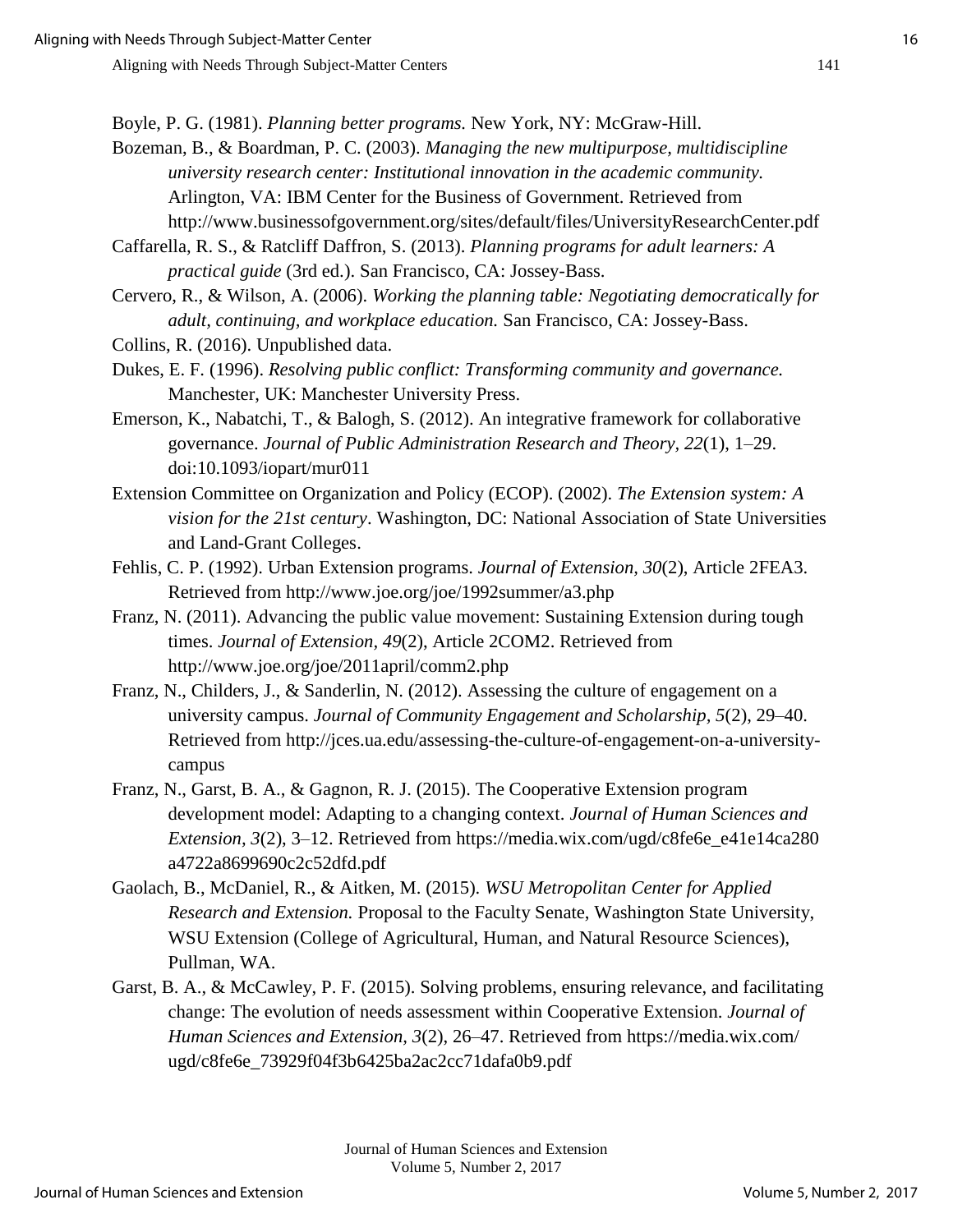Boyle, P. G. (1981). *Planning better programs.* New York, NY: McGraw-Hill.

Bozeman, B., & Boardman, P. C. (2003). *Managing the new multipurpose, multidiscipline university research center: Institutional innovation in the academic community.* Arlington, VA: IBM Center for the Business of Government. Retrieved from http://www.businessofgovernment.org/sites/default/files/UniversityResearchCenter.pdf

Caffarella, R. S., & Ratcliff Daffron, S. (2013). *Planning programs for adult learners: A practical guide* (3rd ed.). San Francisco, CA: Jossey-Bass.

Cervero, R., & Wilson, A. (2006). *Working the planning table: Negotiating democratically for adult, continuing, and workplace education.* San Francisco, CA: Jossey-Bass.

Collins, R. (2016). Unpublished data.

Dukes, E. F. (1996). *Resolving public conflict: Transforming community and governance.* Manchester, UK: Manchester University Press.

Emerson, K., Nabatchi, T., & Balogh, S. (2012). An integrative framework for collaborative governance. *Journal of Public Administration Research and Theory, 22*(1), 1–29. doi:10.1093/jopart/mur011

Extension Committee on Organization and Policy (ECOP). (2002). *The Extension system: A vision for the 21st century*. Washington, DC: National Association of State Universities and Land-Grant Colleges.

Fehlis, C. P. (1992). Urban Extension programs. *Journal of Extension, 30*(2), Article 2FEA3. Retrieved from http://www.joe.org/joe/1992summer/a3.php

Franz, N. (2011). Advancing the public value movement: Sustaining Extension during tough times. *Journal of Extension, 49*(2), Article 2COM2. Retrieved from http://www.joe.org/joe/2011april/comm2.php

Franz, N., Childers, J., & Sanderlin, N. (2012). Assessing the culture of engagement on a university campus. *Journal of Community Engagement and Scholarship, 5*(2), 29–40. Retrieved from http://jces.ua.edu/assessing-the-culture-of-engagement-on-a-university-campus

Franz, N., Garst, B. A., & Gagnon, R. J. (2015). The Cooperative Extension program development model: Adapting to a changing context. *Journal of Human Sciences and Extension, 3*(2), 3–12. Retrieved from https://media.wix.com/ugd/c8fe6e_e41e14ca280a4722a8699690c2c52dfd.pdf

Gaolach, B., McDaniel, R., & Aitken, M. (2015). *WSU Metropolitan Center for Applied Research and Extension.* Proposal to the Faculty Senate, Washington State University, WSU Extension (College of Agricultural, Human, and Natural Resource Sciences), Pullman, WA.

Garst, B. A., & McCawley, P. F. (2015). Solving problems, ensuring relevance, and facilitating change: The evolution of needs assessment within Cooperative Extension. *Journal of Human Sciences and Extension, 3*(2), 26–47. Retrieved from https://media.wix.com/ugd/c8fe6e_73929f04f3b6425ba2ac2cc71dafa0b9.pdf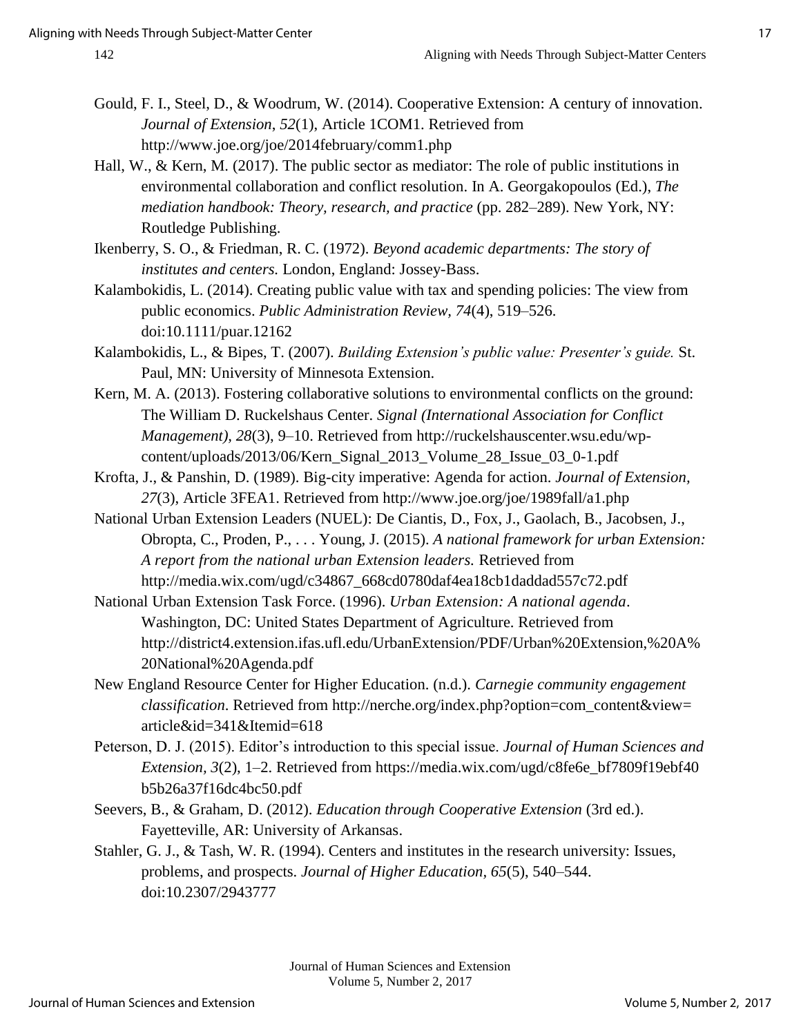Gould, F. I., Steel, D., & Woodrum, W. (2014). Cooperative Extension: A century of innovation. *Journal of Extension*, *52*(1), Article 1COM1. Retrieved from http://www.joe.org/joe/2014february/comm1.php

Hall, W., & Kern, M. (2017). The public sector as mediator: The role of public institutions in environmental collaboration and conflict resolution. In A. Georgakopoulos (Ed.), *The mediation handbook: Theory, research, and practice* (pp. 282–289). New York, NY: Routledge Publishing.

Ikenberry, S. O., & Friedman, R. C. (1972). *Beyond academic departments: The story of institutes and centers.* London, England: Jossey-Bass.

Kalambokidis, L. (2014). Creating public value with tax and spending policies: The view from public economics. *Public Administration Review*, *74*(4), 519–526. doi:10.1111/puar.12162

Kalambokidis, L., & Bipes, T. (2007). *Building Extension's public value: Presenter's guide.* St. Paul, MN: University of Minnesota Extension.

Kern, M. A. (2013). Fostering collaborative solutions to environmental conflicts on the ground: The William D. Ruckelshaus Center. *Signal (International Association for Conflict Management)*, *28*(3), 9–10. Retrieved from http://ruckelshauscenter.wsu.edu/wp-content/uploads/2013/06/Kern_Signal_2013_Volume_28_Issue_03_0-1.pdf

Krofta, J., & Panshin, D. (1989). Big-city imperative: Agenda for action. *Journal of Extension*, *27*(3), Article 3FEA1. Retrieved from http://www.joe.org/joe/1989fall/a1.php

National Urban Extension Leaders (NUEL): De Ciantis, D., Fox, J., Gaolach, B., Jacobsen, J., Obropta, C., Proden, P., . . . Young, J. (2015). *A national framework for urban Extension: A report from the national urban Extension leaders.* Retrieved from http://media.wix.com/ugd/c34867_668cd0780daf4ea18cb1daddad557c72.pdf

National Urban Extension Task Force. (1996). *Urban Extension: A national agenda*. Washington, DC: United States Department of Agriculture. Retrieved from http://district4.extension.ifas.ufl.edu/UrbanExtension/PDF/Urban%20Extension,%20A%20National%20Agenda.pdf

New England Resource Center for Higher Education. (n.d.). *Carnegie community engagement classification*. Retrieved from http://nerche.org/index.php?option=com_content&view=article&id=341&Itemid=618

Peterson, D. J. (2015). Editor's introduction to this special issue. *Journal of Human Sciences and Extension*, *3*(2), 1–2. Retrieved from https://media.wix.com/ugd/c8fe6e_bf7809f19ebf40b5b26a37f16dc4bc50.pdf

Seevers, B., & Graham, D. (2012). *Education through Cooperative Extension* (3rd ed.). Fayetteville, AR: University of Arkansas.

Stahler, G. J., & Tash, W. R. (1994). Centers and institutes in the research university: Issues, problems, and prospects. *Journal of Higher Education*, *65*(5), 540–544. doi:10.2307/2943777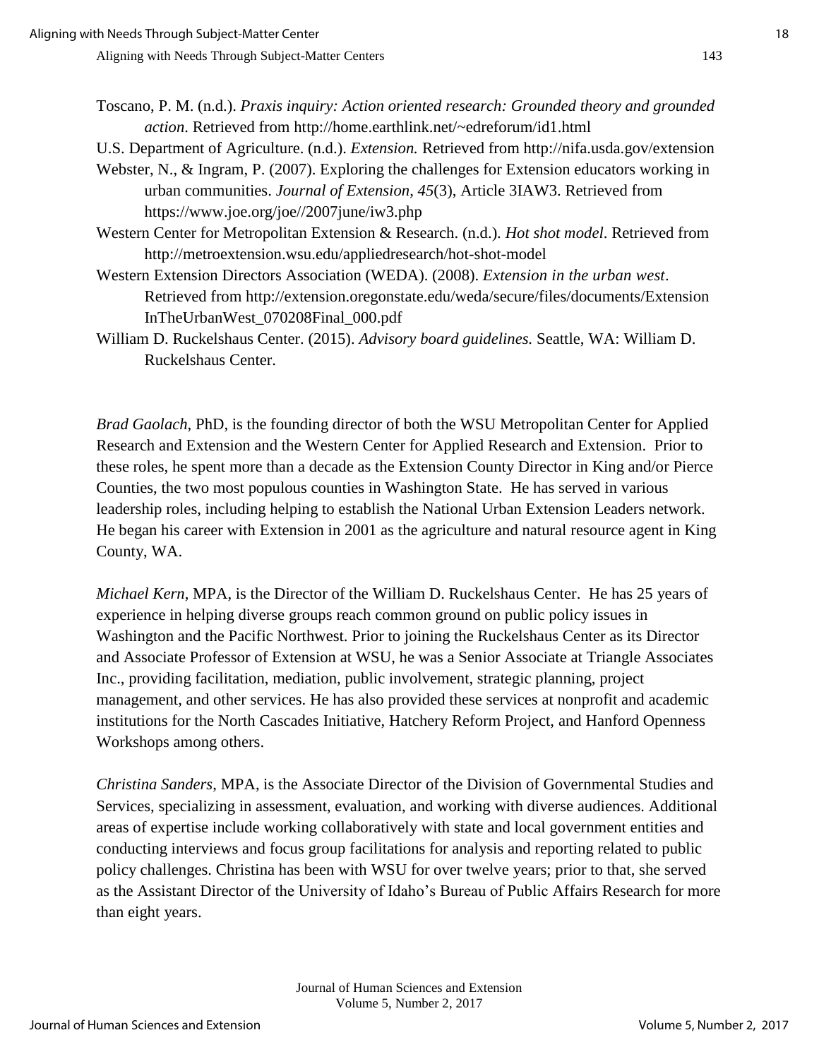Toscano, P. M. (n.d.). *Praxis inquiry: Action oriented research: Grounded theory and grounded action*. Retrieved from http://home.earthlink.net/~edreforum/id1.html

U.S. Department of Agriculture. (n.d.). *Extension.* Retrieved from http://nifa.usda.gov/extension

Webster, N., & Ingram, P. (2007). Exploring the challenges for Extension educators working in urban communities. *Journal of Extension, 45*(3), Article 3IAW3. Retrieved from https://www.joe.org/joe//2007june/iw3.php

Western Center for Metropolitan Extension & Research. (n.d.). *Hot shot model*. Retrieved from http://metroextension.wsu.edu/appliedresearch/hot-shot-model

Western Extension Directors Association (WEDA). (2008). *Extension in the urban west*. Retrieved from http://extension.oregonstate.edu/weda/secure/files/documents/ExtensionInTheUrbanWest_070208Final_000.pdf

William D. Ruckelshaus Center. (2015). *Advisory board guidelines.* Seattle, WA: William D. Ruckelshaus Center.

*Brad Gaolach*, PhD, is the founding director of both the WSU Metropolitan Center for Applied Research and Extension and the Western Center for Applied Research and Extension. Prior to these roles, he spent more than a decade as the Extension County Director in King and/or Pierce Counties, the two most populous counties in Washington State. He has served in various leadership roles, including helping to establish the National Urban Extension Leaders network. He began his career with Extension in 2001 as the agriculture and natural resource agent in King County, WA.

*Michael Kern*, MPA, is the Director of the William D. Ruckelshaus Center. He has 25 years of experience in helping diverse groups reach common ground on public policy issues in Washington and the Pacific Northwest. Prior to joining the Ruckelshaus Center as its Director and Associate Professor of Extension at WSU, he was a Senior Associate at Triangle Associates Inc., providing facilitation, mediation, public involvement, strategic planning, project management, and other services. He has also provided these services at nonprofit and academic institutions for the North Cascades Initiative, Hatchery Reform Project, and Hanford Openness Workshops among others.

*Christina Sanders*, MPA, is the Associate Director of the Division of Governmental Studies and Services, specializing in assessment, evaluation, and working with diverse audiences. Additional areas of expertise include working collaboratively with state and local government entities and conducting interviews and focus group facilitations for analysis and reporting related to public policy challenges. Christina has been with WSU for over twelve years; prior to that, she served as the Assistant Director of the University of Idaho's Bureau of Public Affairs Research for more than eight years.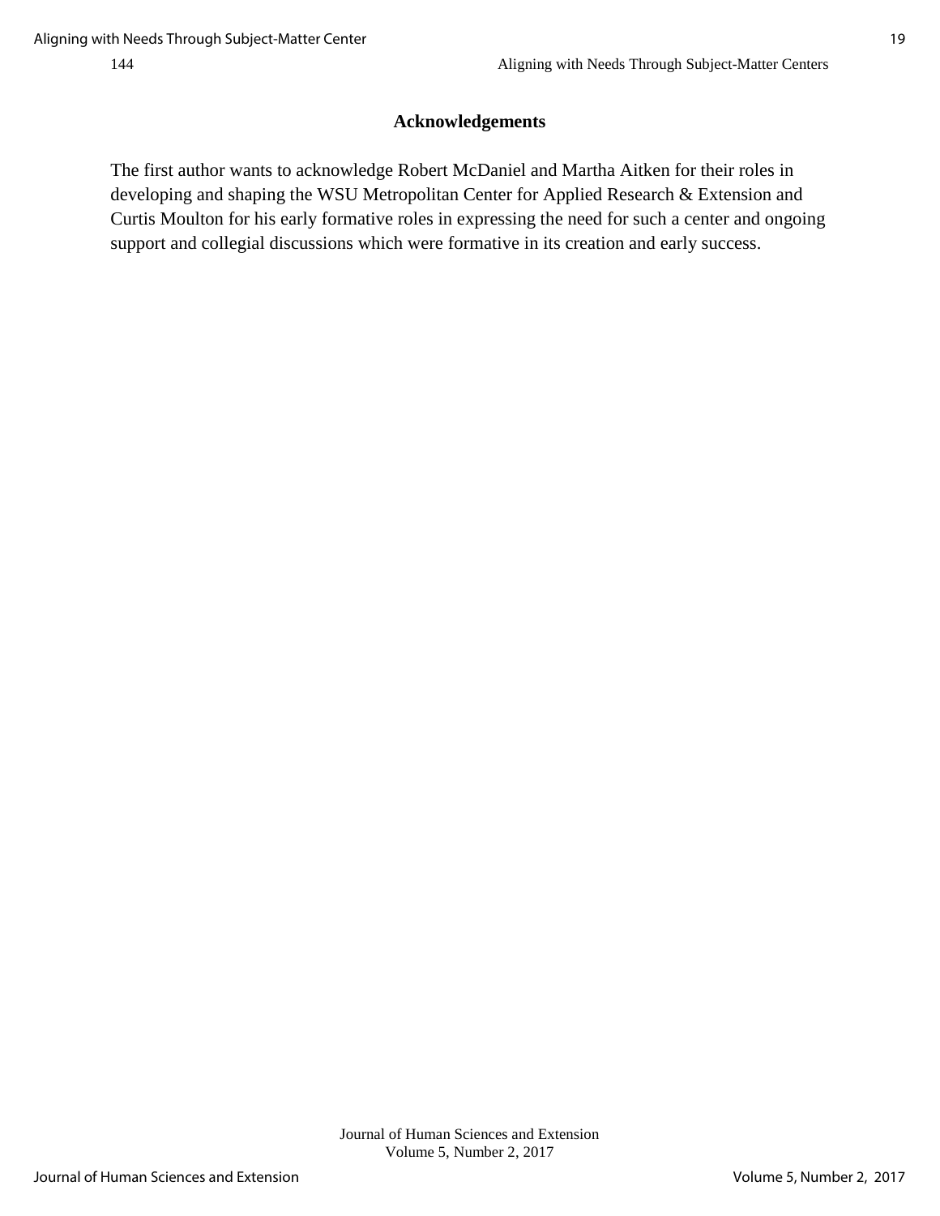## Acknowledgements

The first author wants to acknowledge Robert McDaniel and Martha Aitken for their roles in developing and shaping the WSU Metropolitan Center for Applied Research & Extension and Curtis Moulton for his early formative roles in expressing the need for such a center and ongoing support and collegial discussions which were formative in its creation and early success.